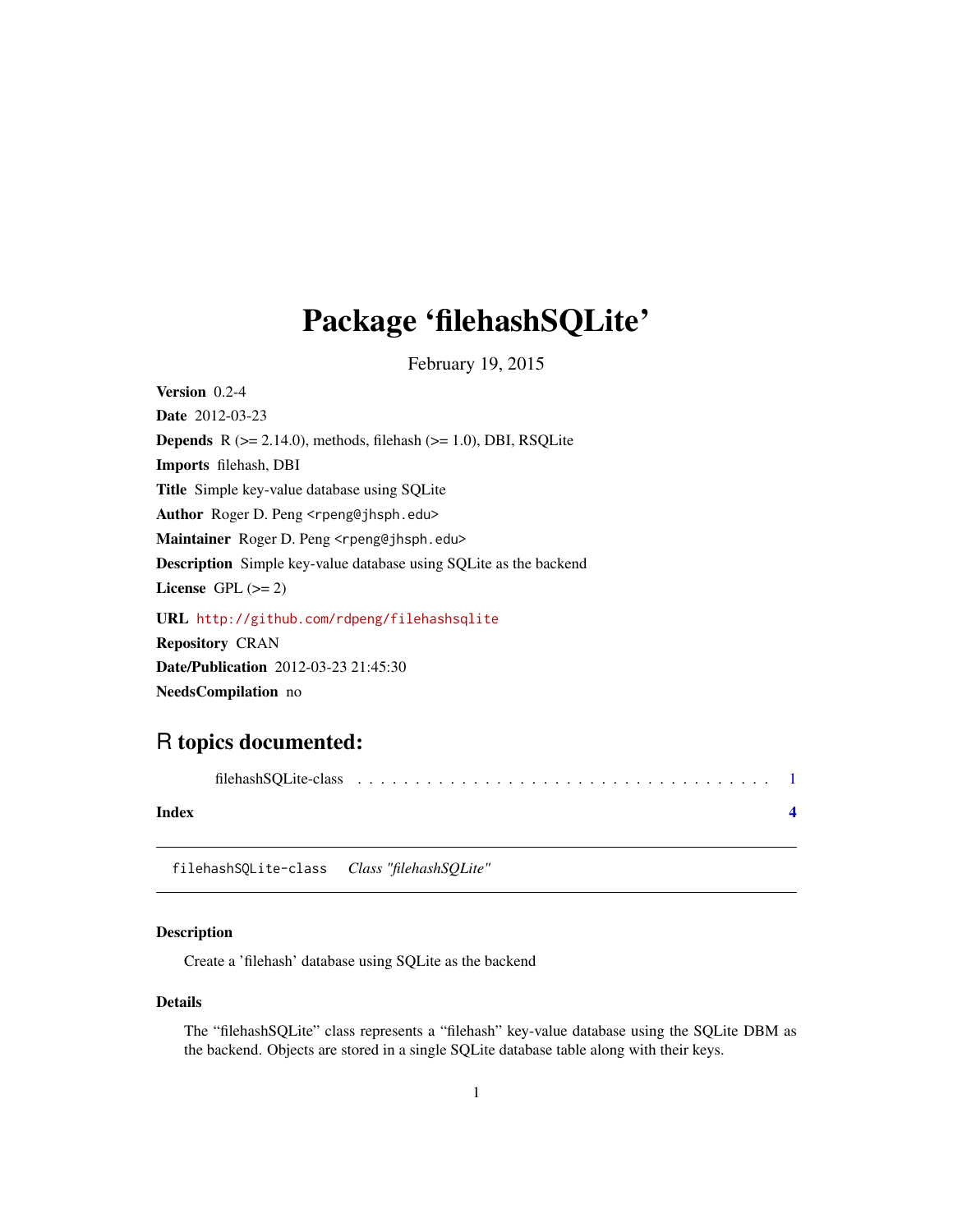# Package 'filehashSQLite'

February 19, 2015

**Version** 0.2-4

**Date** 2012-03-23

**Depends** R (>= 2.14.0), methods, filehash (>= 1.0), DBI, RSQLite

**Imports** filehash, DBI

**Title** Simple key-value database using SQLite

**Author** Roger D. Peng <rpeng@jhsph.edu>

**Maintainer** Roger D. Peng <rpeng@jhsph.edu>

**Description** Simple key-value database using SQLite as the backend

**License** GPL (>= 2)

**URL** http://github.com/rdpeng/filehashsqlite

**Repository** CRAN

**Date/Publication** 2012-03-23 21:45:30

**NeedsCompilation** no

## R topics documented:

filehashSQLite-class . . . . . . . . . . . . . . . . . . . . . . . . . . . . . . . . . . . 1

**Index** **4**

---

`filehashSQLite-class` *Class "filehashSQLite"*

---

### Description

Create a 'filehash' database using SQLite as the backend

### Details

The "filehashSQLite" class represents a "filehash" key-value database using the SQLite DBM as the backend. Objects are stored in a single SQLite database table along with their keys.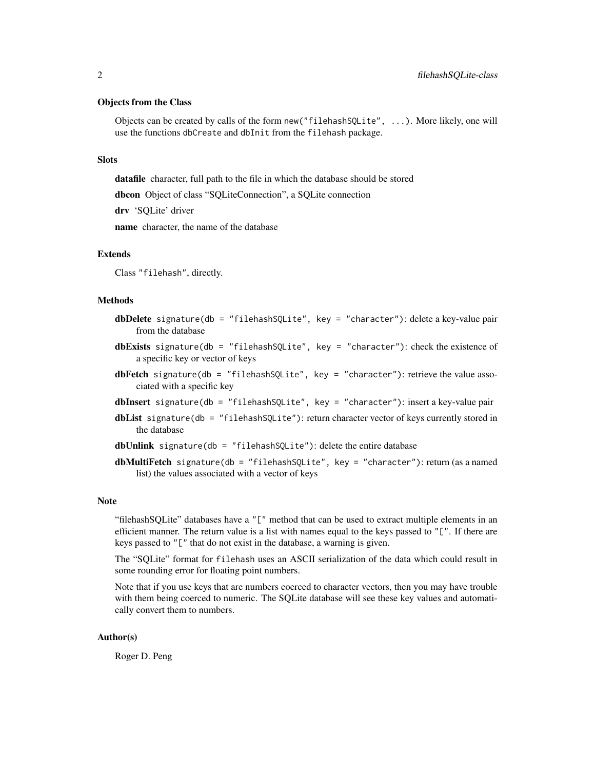### Objects from the Class

Objects can be created by calls of the form `new("filehashSQLite", ...)`. More likely, one will use the functions `dbCreate` and `dbInit` from the `filehash` package.

### Slots

**datafile** character, full path to the file in which the database should be stored

**dbcon** Object of class "SQLiteConnection", a SQLite connection

**drv** 'SQLite' driver

**name** character, the name of the database

### Extends

Class `"filehash"`, directly.

### Methods

**dbDelete** `signature(db = "filehashSQLite", key = "character")`: delete a key-value pair from the database

**dbExists** `signature(db = "filehashSQLite", key = "character")`: check the existence of a specific key or vector of keys

**dbFetch** `signature(db = "filehashSQLite", key = "character")`: retrieve the value associated with a specific key

**dbInsert** `signature(db = "filehashSQLite", key = "character")`: insert a key-value pair

**dbList** `signature(db = "filehashSQLite")`: return character vector of keys currently stored in the database

**dbUnlink** `signature(db = "filehashSQLite")`: delete the entire database

**dbMultiFetch** `signature(db = "filehashSQLite", key = "character")`: return (as a named list) the values associated with a vector of keys

### Note

"filehashSQLite" databases have a `"["` method that can be used to extract multiple elements in an efficient manner. The return value is a list with names equal to the keys passed to `"["`. If there are keys passed to `"["` that do not exist in the database, a warning is given.

The "SQLite" format for `filehash` uses an ASCII serialization of the data which could result in some rounding error for floating point numbers.

Note that if you use keys that are numbers coerced to character vectors, then you may have trouble with them being coerced to numeric. The SQLite database will see these key values and automatically convert them to numbers.

### Author(s)

Roger D. Peng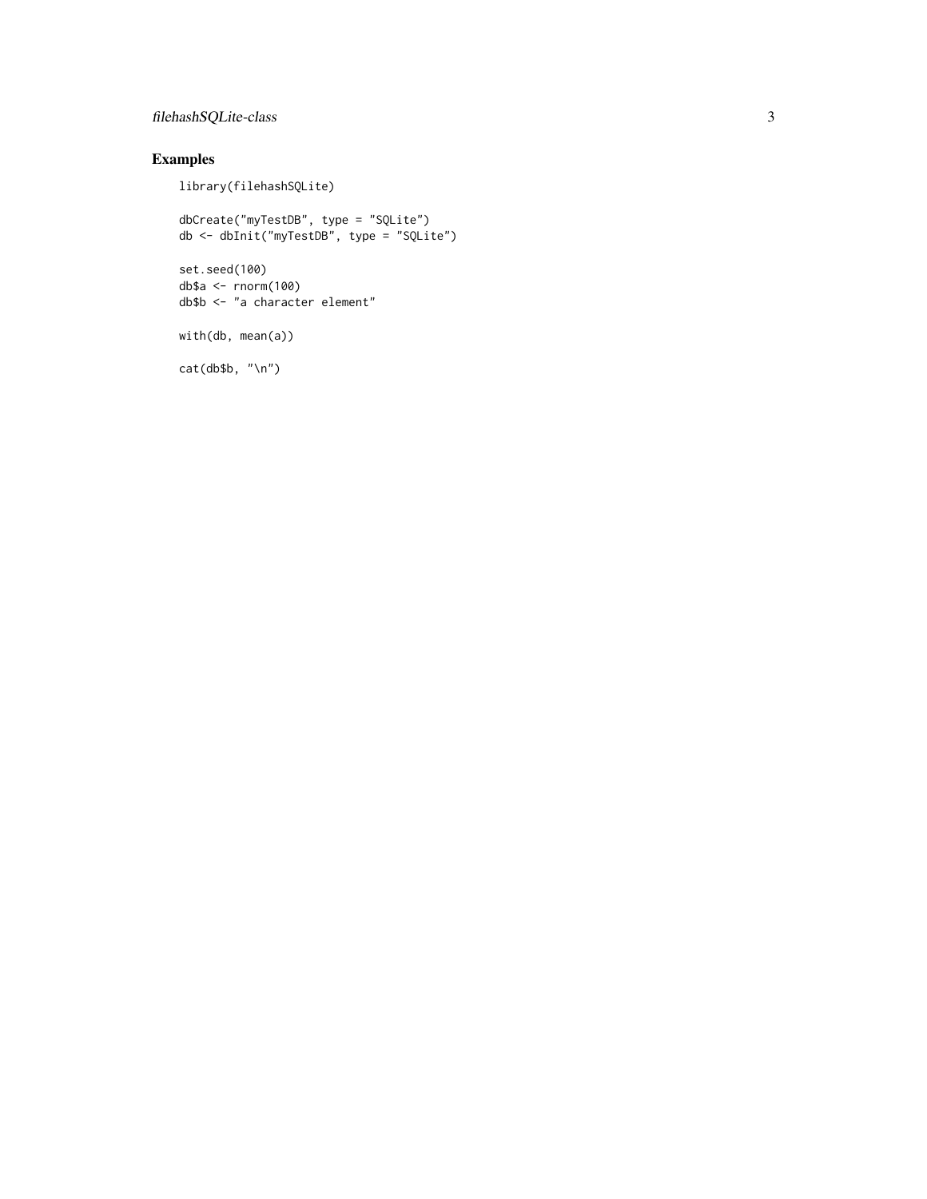## Examples

```
library(filehashSQLite)

dbCreate("myTestDB", type = "SQLite")
db <- dbInit("myTestDB", type = "SQLite")

set.seed(100)
db$a <- rnorm(100)
db$b <- "a character element"

with(db, mean(a))

cat(db$b, "\n")
```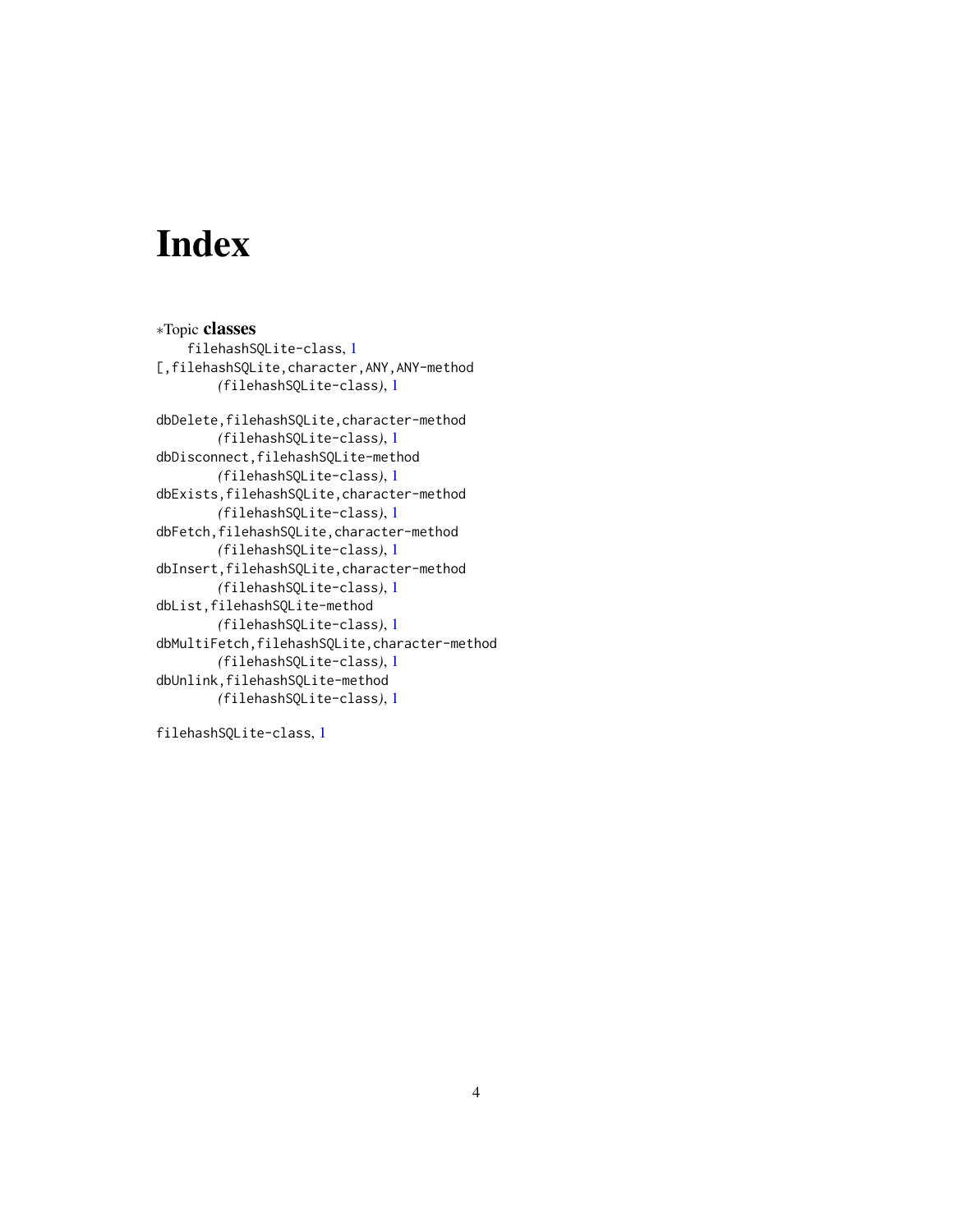# Index

∗Topic **classes**

filehashSQLite-class, 1

[,filehashSQLite,character,ANY,ANY-method
*(*filehashSQLite-class*)*, 1

dbDelete,filehashSQLite,character-method
*(*filehashSQLite-class*)*, 1

dbDisconnect,filehashSQLite-method
*(*filehashSQLite-class*)*, 1

dbExists,filehashSQLite,character-method
*(*filehashSQLite-class*)*, 1

dbFetch,filehashSQLite,character-method
*(*filehashSQLite-class*)*, 1

dbInsert,filehashSQLite,character-method
*(*filehashSQLite-class*)*, 1

dbList,filehashSQLite-method
*(*filehashSQLite-class*)*, 1

dbMultiFetch,filehashSQLite,character-method
*(*filehashSQLite-class*)*, 1

dbUnlink,filehashSQLite-method
*(*filehashSQLite-class*)*, 1

filehashSQLite-class, 1